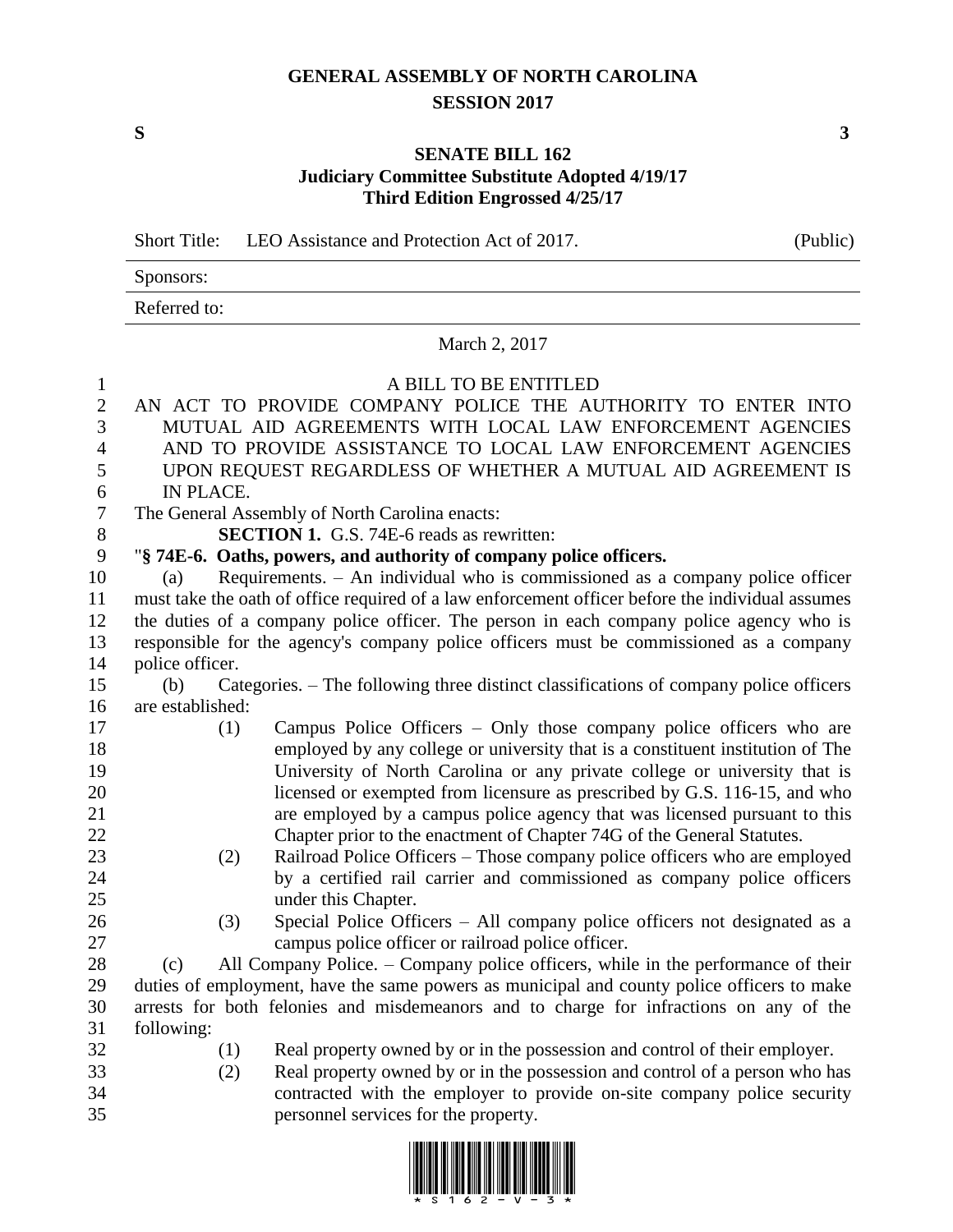# GENERAL ASSEMBLY OF NORTH CAROLINA
## SESSION 2017

**S** **3**

## SENATE BILL 162
**Judiciary Committee Substitute Adopted 4/19/17**
**Third Edition Engrossed 4/25/17**

Short Title: LEO Assistance and Protection Act of 2017. (Public)

Sponsors:

Referred to:

March 2, 2017

A BILL TO BE ENTITLED

AN ACT TO PROVIDE COMPANY POLICE THE AUTHORITY TO ENTER INTO MUTUAL AID AGREEMENTS WITH LOCAL LAW ENFORCEMENT AGENCIES AND TO PROVIDE ASSISTANCE TO LOCAL LAW ENFORCEMENT AGENCIES UPON REQUEST REGARDLESS OF WHETHER A MUTUAL AID AGREEMENT IS IN PLACE.

The General Assembly of North Carolina enacts:

**SECTION 1.** G.S. 74E-6 reads as rewritten:

"**§ 74E-6. Oaths, powers, and authority of company police officers.**

(a) Requirements. – An individual who is commissioned as a company police officer must take the oath of office required of a law enforcement officer before the individual assumes the duties of a company police officer. The person in each company police agency who is responsible for the agency's company police officers must be commissioned as a company police officer.

(b) Categories. – The following three distinct classifications of company police officers are established:

(1) Campus Police Officers – Only those company police officers who are employed by any college or university that is a constituent institution of The University of North Carolina or any private college or university that is licensed or exempted from licensure as prescribed by G.S. 116-15, and who are employed by a campus police agency that was licensed pursuant to this Chapter prior to the enactment of Chapter 74G of the General Statutes.

(2) Railroad Police Officers – Those company police officers who are employed by a certified rail carrier and commissioned as company police officers under this Chapter.

(3) Special Police Officers – All company police officers not designated as a campus police officer or railroad police officer.

(c) All Company Police. – Company police officers, while in the performance of their duties of employment, have the same powers as municipal and county police officers to make arrests for both felonies and misdemeanors and to charge for infractions on any of the following:

(1) Real property owned by or in the possession and control of their employer.

(2) Real property owned by or in the possession and control of a person who has contracted with the employer to provide on-site company police security personnel services for the property.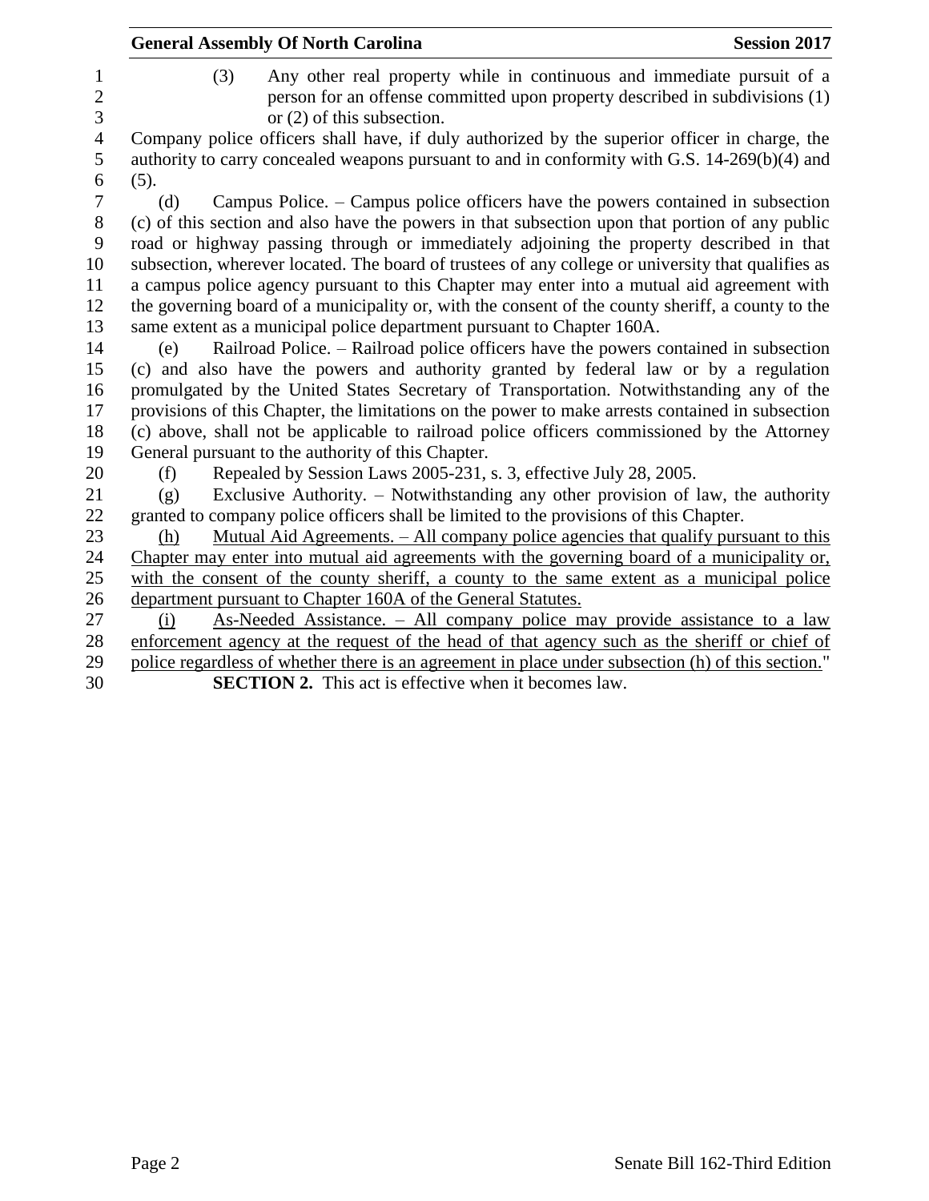(3) Any other real property while in continuous and immediate pursuit of a person for an offense committed upon property described in subdivisions (1) or (2) of this subsection.

Company police officers shall have, if duly authorized by the superior officer in charge, the authority to carry concealed weapons pursuant to and in conformity with G.S. 14-269(b)(4) and (5).

(d) Campus Police. – Campus police officers have the powers contained in subsection (c) of this section and also have the powers in that subsection upon that portion of any public road or highway passing through or immediately adjoining the property described in that subsection, wherever located. The board of trustees of any college or university that qualifies as a campus police agency pursuant to this Chapter may enter into a mutual aid agreement with the governing board of a municipality or, with the consent of the county sheriff, a county to the same extent as a municipal police department pursuant to Chapter 160A.

(e) Railroad Police. – Railroad police officers have the powers contained in subsection (c) and also have the powers and authority granted by federal law or by a regulation promulgated by the United States Secretary of Transportation. Notwithstanding any of the provisions of this Chapter, the limitations on the power to make arrests contained in subsection (c) above, shall not be applicable to railroad police officers commissioned by the Attorney General pursuant to the authority of this Chapter.

(f) Repealed by Session Laws 2005-231, s. 3, effective July 28, 2005.

(g) Exclusive Authority. – Notwithstanding any other provision of law, the authority granted to company police officers shall be limited to the provisions of this Chapter.

<u>(h) Mutual Aid Agreements. – All company police agencies that qualify pursuant to this Chapter may enter into mutual aid agreements with the governing board of a municipality or, with the consent of the county sheriff, a county to the same extent as a municipal police department pursuant to Chapter 160A of the General Statutes.</u>

<u>(i) As-Needed Assistance. – All company police may provide assistance to a law enforcement agency at the request of the head of that agency such as the sheriff or chief of police regardless of whether there is an agreement in place under subsection (h) of this section.</u>"

**SECTION 2.** This act is effective when it becomes law.